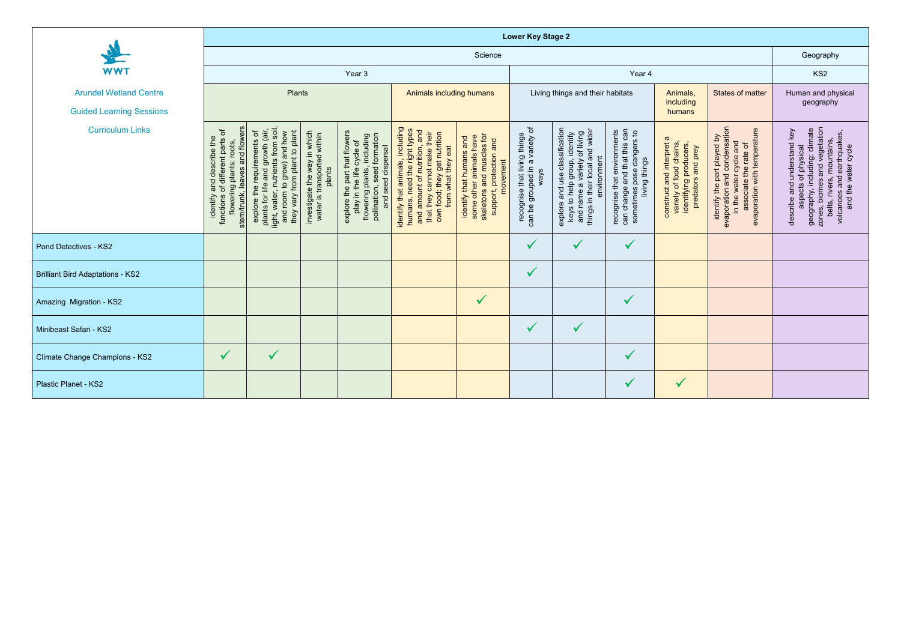| WWT<br>Arundel Wetland Centre<br>Guided Learning Sessions<br>Curriculum Links | Lower Key Stage 2 | | | | | | | | | | | |
|---|---|---|---|---|---|---|---|---|---|---|---|---|
| | Science | | | | | | | | | | | Geography |
| | Year 3 | | | | | | Year 4 | | | | | KS2 |
| | Plants | | | | Animals including humans | | Living things and their habitats | | | Animals, including humans | States of matter | Human and physical geography |
| | identify and describe the functions of different parts of flowering plants: roots, stem/trunk, leaves and flowers | explore the requirements of plants for life and growth (air, light, water, nutrients from soil, and room to grow) and how they vary from plant to plant | investigate the way in which water is transported within plants | explore the part that flowers play in the life cycle of flowering plants, including pollination, seed formation and seed dispersal | identify that animals, including humans, need the right types and amount of nutrition, and that they cannot make their own food; they get nutrition from what they eat | identify that humans and some other animals have skeletons and muscles for support, protection and movement | recognise that living things can be grouped in a variety of ways | explore and use classification keys to help group, identify and name a variety of living things in their local and wider environment | recognise that environments can change and that this can sometimes pose dangers to living things | construct and interpret a variety of food chains, identifying producers, predators and prey | identify the part played by evaporation and condensation in the water cycle and associate the rate of evaporation with temperature | describe and understand key aspects of physical geography, including: climate zones, biomes and vegetation belts, rivers, mountains, volcanoes and earthquakes, and the water cycle |
| Pond Detectives - KS2 | | | | | | | ✓ | ✓ | ✓ | | | |
| Brilliant Bird Adaptations - KS2 | | | | | | | ✓ | | | | | |
| Amazing Migration - KS2 | | | | | | ✓ | | | ✓ | | | |
| Minibeast Safari - KS2 | | | | | | | ✓ | ✓ | | | | |
| Climate Change Champions - KS2 | ✓ | ✓ | | | | | | | ✓ | | | |
| Plastic Planet - KS2 | | | | | | | | | ✓ | ✓ | | |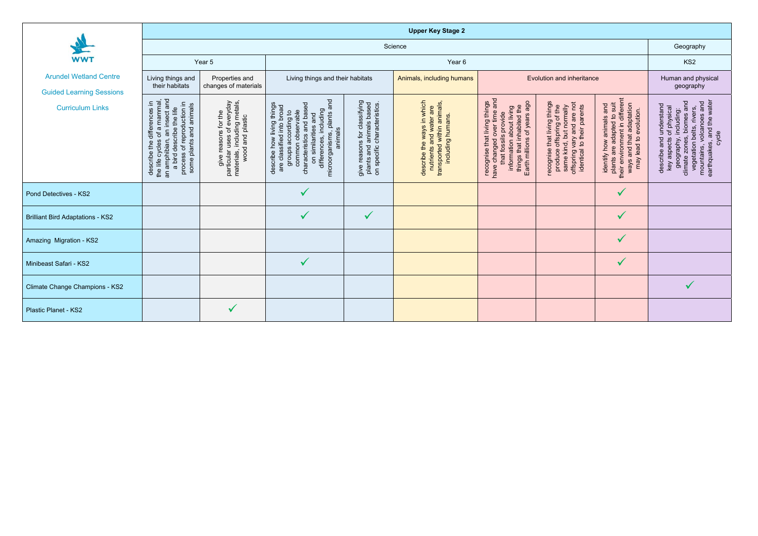| WWT Arundel Wetland Centre Guided Learning Sessions Curriculum Links | Upper Key Stage 2 | | | | | | | | | |
|---|---|---|---|---|---|---|---|---|---|---|
| | Science | | | | | | | | | Geography |
| | Year 5 | | Year 6 | | | | | | | KS2 |
| | Living things and their habitats | Properties and changes of materials | Living things and their habitats | | Animals, including humans | Evolution and inheritance | | | | Human and physical geography |
| | describe the differences in the life cycles of a mammal, an amphibian, an insect and a bird describe the life process of reproduction in some plants and animals | give reasons for the particular uses of everyday materials, including metals, wood and plastic | describe how living things are classified into broad groups according to common observable characteristics and based on similarities and differences, including microorganisms, plants and animals | give reasons for classifying plants and animals based on specific characteristics. | describe the ways in which nutrients and water are transported within animals, including humans. | recognise that living things have changed over time and that fossils provide information about living things that inhabited the Earth millions of years ago | recognise that living things produce offspring of the same kind, but normally offspring vary and are not identical to their parents | identify how animals and plants are adapted to suit their environment in different ways and that adaptation may lead to evolution. | | describe and understand key aspects of physical geography, including: climate zones, biomes and vegetation belts, rivers, mountains, volcanoes and earthquakes, and the water cycle |
| Pond Detectives - KS2 | | | ✓ | | | | | ✓ | | |
| Brilliant Bird Adaptations - KS2 | | | ✓ | ✓ | | | | ✓ | | |
| Amazing Migration - KS2 | | | | | | | | ✓ | | |
| Minibeast Safari - KS2 | | | ✓ | | | | | ✓ | | |
| Climate Change Champions - KS2 | | | | | | | | | | ✓ |
| Plastic Planet - KS2 | | ✓ | | | | | | | | |